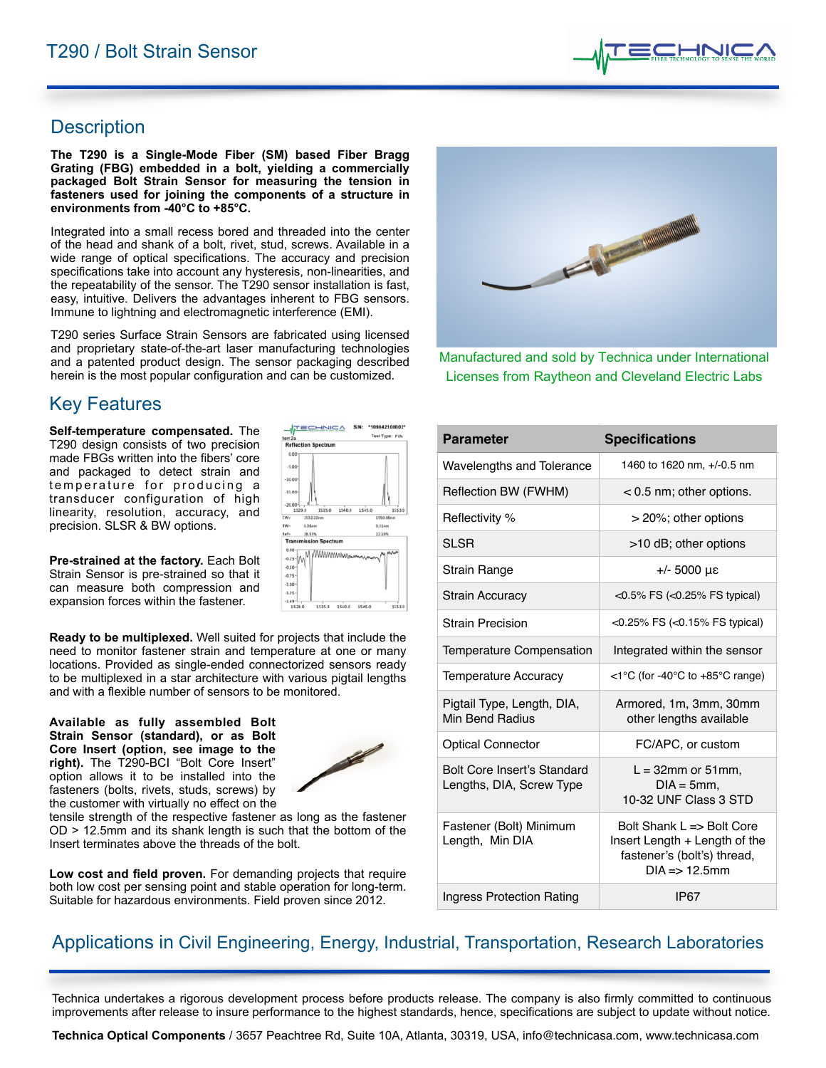# T290 / Bolt Strain Sensor

## Description

**The T290 is a Single-Mode Fiber (SM) based Fiber Bragg Grating (FBG) embedded in a bolt, yielding a commercially packaged Bolt Strain Sensor for measuring the tension in fasteners used for joining the components of a structure in environments from -40°C to +85°C.**

Integrated into a small recess bored and threaded into the center of the head and shank of a bolt, rivet, stud, screws. Available in a wide range of optical specifications. The accuracy and precision specifications take into account any hysteresis, non-linearities, and the repeatability of the sensor. The T290 sensor installation is fast, easy, intuitive. Delivers the advantages inherent to FBG sensors. Immune to lightning and electromagnetic interference (EMI).

T290 series Surface Strain Sensors are fabricated using licensed and proprietary state-of-the-art laser manufacturing technologies and a patented product design. The sensor packaging described herein is the most popular configuration and can be customized.

Manufactured and sold by Technica under International Licenses from Raytheon and Cleveland Electric Labs

## Key Features

**Self-temperature compensated.** The T290 design consists of two precision made FBGs written into the fibers' core and packaged to detect strain and temperature for producing a transducer configuration of high linearity, resolution, accuracy, and precision. SLSR & BW options.

**Pre-strained at the factory.** Each Bolt Strain Sensor is pre-strained so that it can measure both compression and expansion forces within the fastener.

**Ready to be multiplexed.** Well suited for projects that include the need to monitor fastener strain and temperature at one or many locations. Provided as single-ended connectorized sensors ready to be multiplexed in a star architecture with various pigtail lengths and with a flexible number of sensors to be monitored.

**Available as fully assembled Bolt Strain Sensor (standard), or as Bolt Core Insert (option, see image to the right).** The T290-BCI "Bolt Core Insert" option allows it to be installed into the fasteners (bolts, rivets, studs, screws) by the customer with virtually no effect on the tensile strength of the respective fastener as long as the fastener OD > 12.5mm and its shank length is such that the bottom of the Insert terminates above the threads of the bolt.

**Low cost and field proven.** For demanding projects that require both low cost per sensing point and stable operation for long-term. Suitable for hazardous environments. Field proven since 2012.

| Parameter | Specifications |
|---|---|
| Wavelengths and Tolerance | 1460 to 1620 nm, +/-0.5 nm |
| Reflection BW (FWHM) | < 0.5 nm; other options. |
| Reflectivity % | > 20%; other options |
| SLSR | >10 dB; other options |
| Strain Range | +/- 5000 με |
| Strain Accuracy | <0.5% FS (<0.25% FS typical) |
| Strain Precision | <0.25% FS (<0.15% FS typical) |
| Temperature Compensation | Integrated within the sensor |
| Temperature Accuracy | <1°C (for -40°C to +85°C range) |
| Pigtail Type, Length, DIA, Min Bend Radius | Armored, 1m, 3mm, 30mm other lengths available |
| Optical Connector | FC/APC, or custom |
| Bolt Core Insert's Standard Lengths, DIA, Screw Type | L = 32mm or 51mm, DIA = 5mm, 10-32 UNF Class 3 STD |
| Fastener (Bolt) Minimum Length, Min DIA | Bolt Shank L => Bolt Core Insert Length + Length of the fastener's (bolt's) thread, DIA => 12.5mm |
| Ingress Protection Rating | IP67 |

## Applications in Civil Engineering, Energy, Industrial, Transportation, Research Laboratories

Technica undertakes a rigorous development process before products release. The company is also firmly committed to continuous improvements after release to insure performance to the highest standards, hence, specifications are subject to update without notice.

**Technica Optical Components** / 3657 Peachtree Rd, Suite 10A, Atlanta, 30319, USA, info@technicasa.com, www.technicasa.com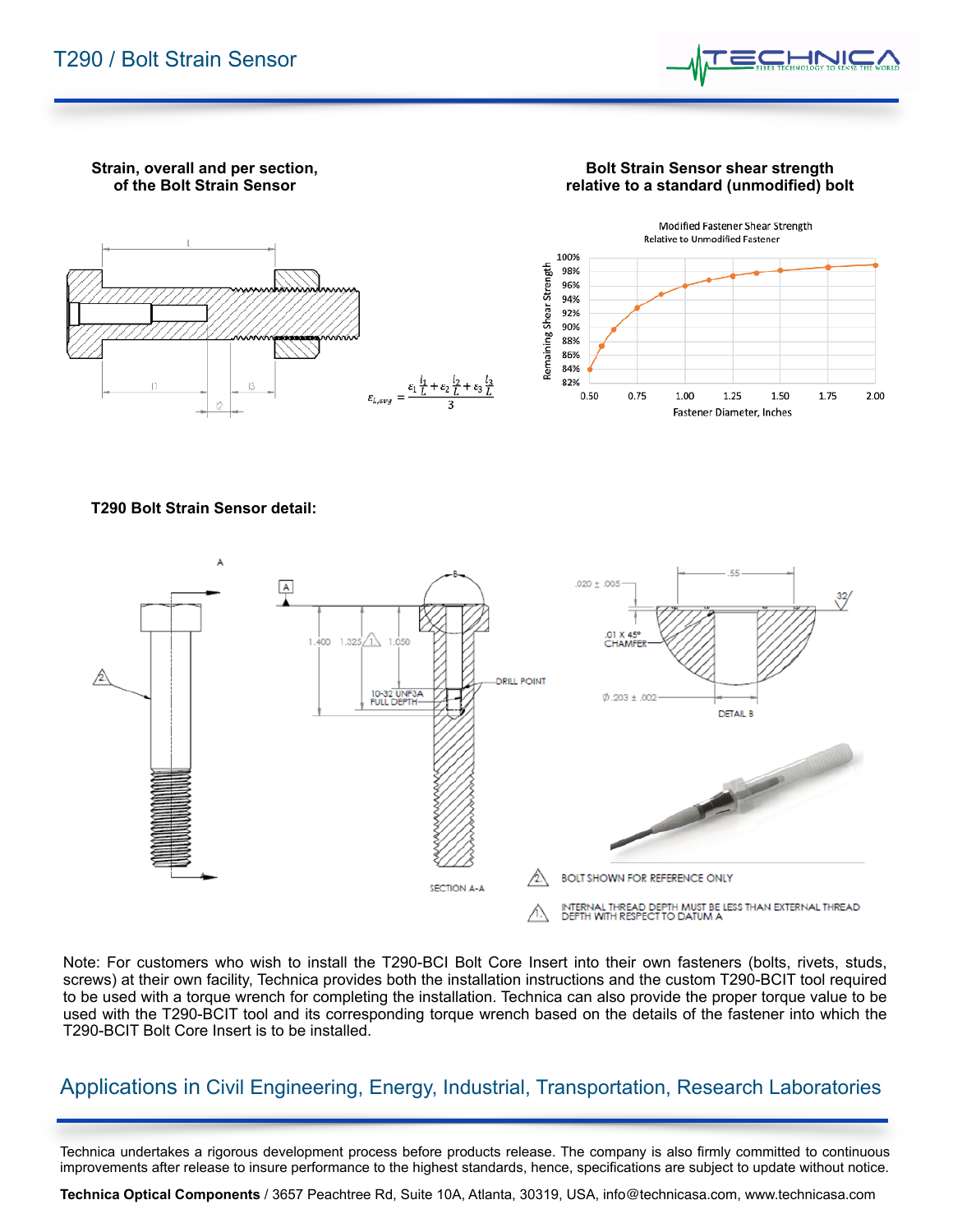# T290 / Bolt Strain Sensor

**Strain, overall and per section, of the Bolt Strain Sensor**

$$\varepsilon_{L,avg} = \frac{\varepsilon_1 \frac{l_1}{L} + \varepsilon_2 \frac{l_2}{L} + \varepsilon_3 \frac{l_3}{L}}{3}$$

**Bolt Strain Sensor shear strength relative to a standard (unmodified) bolt**

Modified Fastener Shear Strength
Relative to Unmodified Fastener

Remaining Shear Strength

100%
98%
96%
94%
92%
90%
88%
86%
84%
82%

0.50 0.75 1.00 1.25 1.50 1.75 2.00

Fastener Diameter, Inches

**T290 Bolt Strain Sensor detail:**

A

1.400 1.325 1.050

10-32 UNF3A FULL DEPTH

DRILL POINT

SECTION A-A

.020 ± .005

.55

32

.01 X 45° CHAMFER

Ø .203 ± .002

DETAIL B

2 BOLT SHOWN FOR REFERENCE ONLY

1 INTERNAL THREAD DEPTH MUST BE LESS THAN EXTERNAL THREAD DEPTH WITH RESPECT TO DATUM A

Note: For customers who wish to install the T290-BCI Bolt Core Insert into their own fasteners (bolts, rivets, studs, screws) at their own facility, Technica provides both the installation instructions and the custom T290-BCIT tool required to be used with a torque wrench for completing the installation. Technica can also provide the proper torque value to be used with the T290-BCIT tool and its corresponding torque wrench based on the details of the fastener into which the T290-BCIT Bolt Core Insert is to be installed.

## Applications in Civil Engineering, Energy, Industrial, Transportation, Research Laboratories

Technica undertakes a rigorous development process before products release. The company is also firmly committed to continuous improvements after release to insure performance to the highest standards, hence, specifications are subject to update without notice.

**Technica Optical Components** / 3657 Peachtree Rd, Suite 10A, Atlanta, 30319, USA, info@technicasa.com, www.technicasa.com